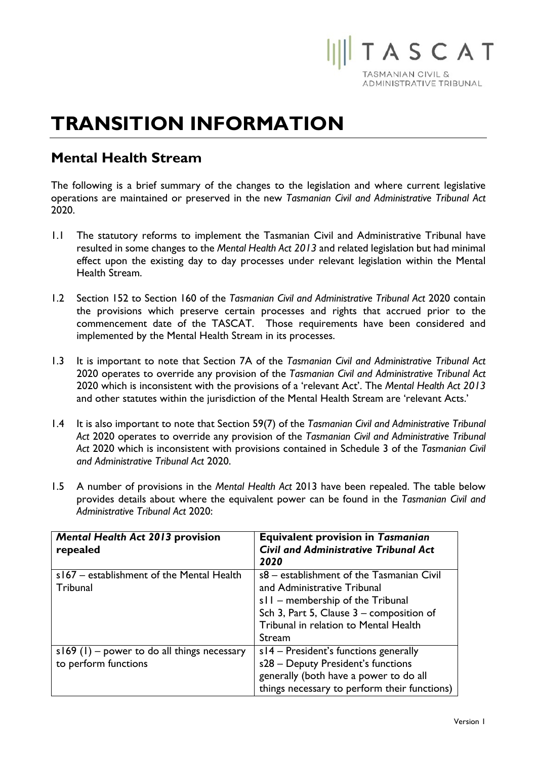# TRANSITION INFORMATION

## Mental Health Stream

The following is a brief summary of the changes to the legislation and where current legislative operations are maintained or preserved in the new *Tasmanian Civil and Administrative Tribunal Act* 2020.

1.1 The statutory reforms to implement the Tasmanian Civil and Administrative Tribunal have resulted in some changes to the *Mental Health Act 2013* and related legislation but had minimal effect upon the existing day to day processes under relevant legislation within the Mental Health Stream.

1.2 Section 152 to Section 160 of the *Tasmanian Civil and Administrative Tribunal Act* 2020 contain the provisions which preserve certain processes and rights that accrued prior to the commencement date of the TASCAT. Those requirements have been considered and implemented by the Mental Health Stream in its processes.

1.3 It is important to note that Section 7A of the *Tasmanian Civil and Administrative Tribunal Act* 2020 operates to override any provision of the *Tasmanian Civil and Administrative Tribunal Act* 2020 which is inconsistent with the provisions of a 'relevant Act'. The *Mental Health Act 2013* and other statutes within the jurisdiction of the Mental Health Stream are 'relevant Acts.'

1.4 It is also important to note that Section 59(7) of the *Tasmanian Civil and Administrative Tribunal Act* 2020 operates to override any provision of the *Tasmanian Civil and Administrative Tribunal Act* 2020 which is inconsistent with provisions contained in Schedule 3 of the *Tasmanian Civil and Administrative Tribunal Act* 2020.

1.5 A number of provisions in the *Mental Health Act* 2013 have been repealed. The table below provides details about where the equivalent power can be found in the *Tasmanian Civil and Administrative Tribunal Act* 2020:

| ***Mental Health Act 2013* provision repealed** | **Equivalent provision in *Tasmanian Civil and Administrative Tribunal Act 2020*** |
|---|---|
| s167 – establishment of the Mental Health Tribunal | s8 – establishment of the Tasmanian Civil and Administrative Tribunal<br>s11 – membership of the Tribunal<br>Sch 3, Part 5, Clause 3 – composition of Tribunal in relation to Mental Health Stream |
| s169 (1) – power to do all things necessary to perform functions | s14 – President's functions generally<br>s28 – Deputy President's functions generally (both have a power to do all things necessary to perform their functions) |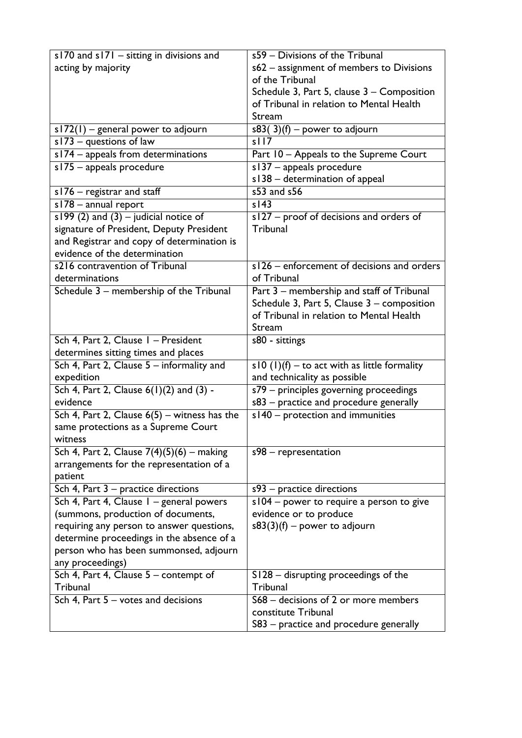| | |
|---|---|
| s170 and s171 – sitting in divisions and acting by majority | s59 – Divisions of the Tribunal<br>s62 – assignment of members to Divisions of the Tribunal<br>Schedule 3, Part 5, clause 3 – Composition of Tribunal in relation to Mental Health Stream |
| s172(1) – general power to adjourn | s83( 3)(f) – power to adjourn |
| s173 – questions of law | s117 |
| s174 – appeals from determinations | Part 10 – Appeals to the Supreme Court |
| s175 – appeals procedure | s137 – appeals procedure<br>s138 – determination of appeal |
| s176 – registrar and staff | s53 and s56 |
| s178 – annual report | s143 |
| s199 (2) and (3) – judicial notice of signature of President, Deputy President and Registrar and copy of determination is evidence of the determination | s127 – proof of decisions and orders of Tribunal |
| s216 contravention of Tribunal determinations | s126 – enforcement of decisions and orders of Tribunal |
| Schedule 3 – membership of the Tribunal | Part 3 – membership and staff of Tribunal<br>Schedule 3, Part 5, Clause 3 – composition of Tribunal in relation to Mental Health Stream |
| Sch 4, Part 2, Clause 1 – President determines sitting times and places | s80 - sittings |
| Sch 4, Part 2, Clause 5 – informality and expedition | s10 (1)(f) – to act with as little formality and technicality as possible |
| Sch 4, Part 2, Clause 6(1)(2) and (3) - evidence | s79 – principles governing proceedings<br>s83 – practice and procedure generally |
| Sch 4, Part 2, Clause 6(5) – witness has the same protections as a Supreme Court witness | s140 – protection and immunities |
| Sch 4, Part 2, Clause 7(4)(5)(6) – making arrangements for the representation of a patient | s98 – representation |
| Sch 4, Part 3 – practice directions | s93 – practice directions |
| Sch 4, Part 4, Clause 1 – general powers (summons, production of documents, requiring any person to answer questions, determine proceedings in the absence of a person who has been summonsed, adjourn any proceedings) | s104 – power to require a person to give evidence or to produce<br>s83(3)(f) – power to adjourn |
| Sch 4, Part 4, Clause 5 – contempt of Tribunal | S128 – disrupting proceedings of the Tribunal |
| Sch 4, Part 5 – votes and decisions | S68 – decisions of 2 or more members constitute Tribunal<br>S83 – practice and procedure generally |